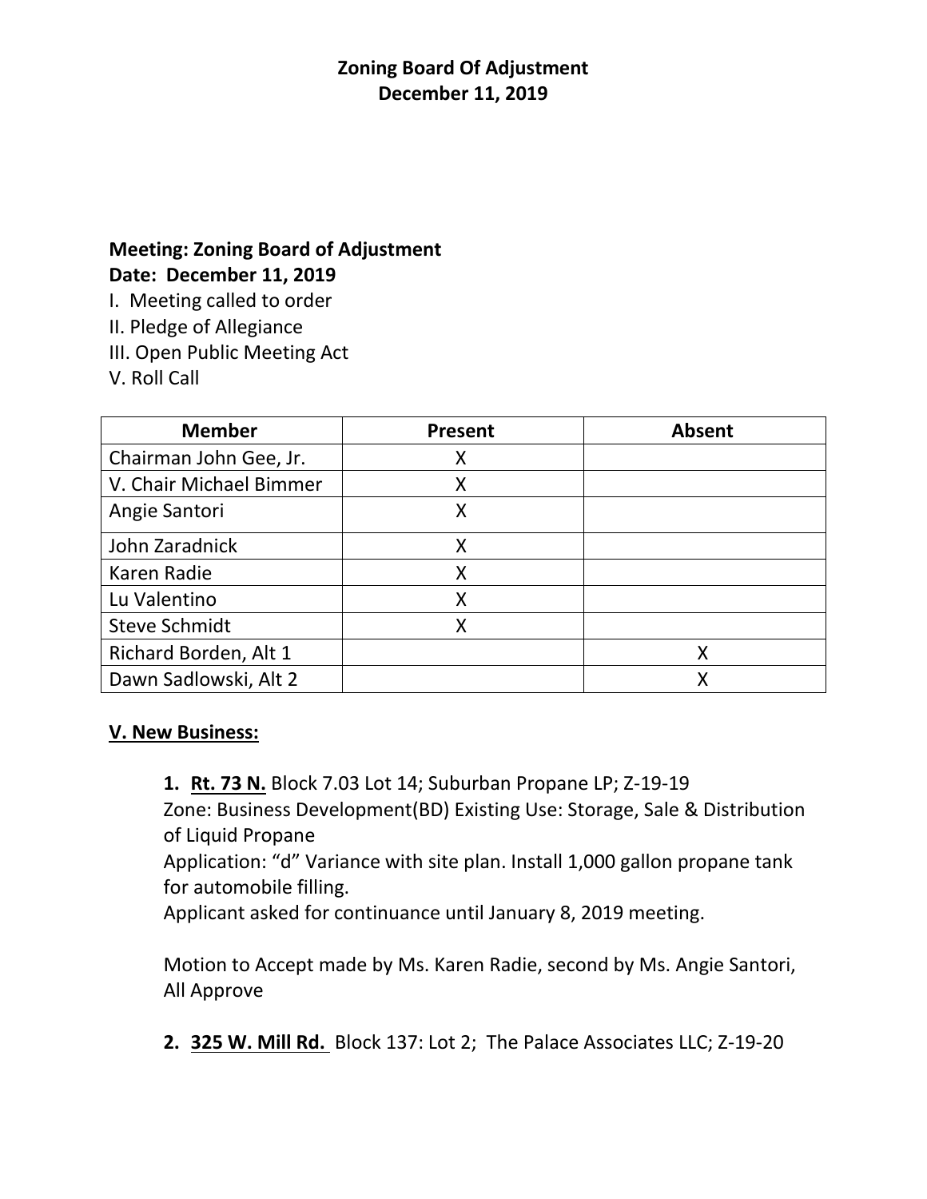# Zoning Board Of Adjustment
## December 11, 2019

**Meeting: Zoning Board of Adjustment**
**Date: December 11, 2019**

I. Meeting called to order
II. Pledge of Allegiance
III. Open Public Meeting Act
V. Roll Call

| Member | Present | Absent |
|---|---|---|
| Chairman John Gee, Jr. | X | |
| V. Chair Michael Bimmer | X | |
| Angie Santori | X | |
| John Zaradnick | X | |
| Karen Radie | X | |
| Lu Valentino | X | |
| Steve Schmidt | X | |
| Richard Borden, Alt 1 | | X |
| Dawn Sadlowski, Alt 2 | | X |

**<u>V. New Business:</u>**

**1. <u>Rt. 73 N.</u>** Block 7.03 Lot 14; Suburban Propane LP; Z-19-19
Zone: Business Development(BD) Existing Use: Storage, Sale & Distribution of Liquid Propane
Application: "d" Variance with site plan. Install 1,000 gallon propane tank for automobile filling.
Applicant asked for continuance until January 8, 2019 meeting.

Motion to Accept made by Ms. Karen Radie, second by Ms. Angie Santori, All Approve

**2. <u>325 W. Mill Rd.</u>** Block 137: Lot 2; The Palace Associates LLC; Z-19-20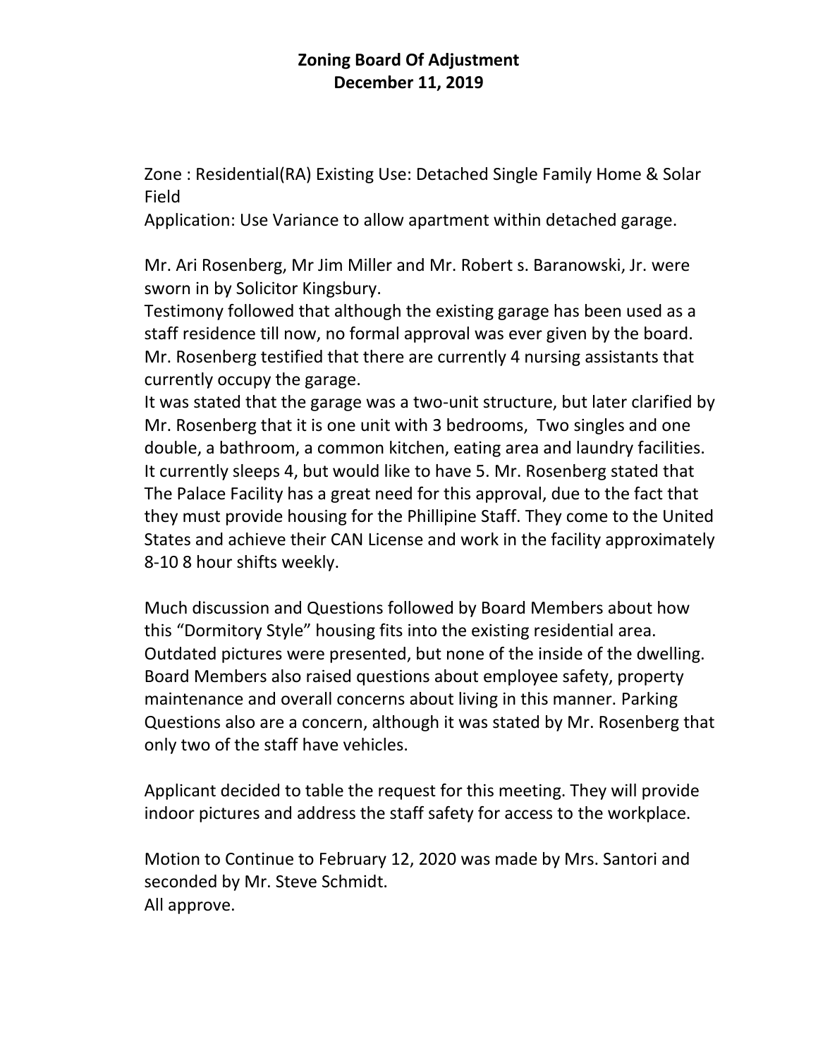**Zoning Board Of Adjustment**
**December 11, 2019**

Zone : Residential(RA) Existing Use: Detached Single Family Home & Solar Field
Application: Use Variance to allow apartment within detached garage.

Mr. Ari Rosenberg, Mr Jim Miller and Mr. Robert s. Baranowski, Jr. were sworn in by Solicitor Kingsbury.
Testimony followed that although the existing garage has been used as a staff residence till now, no formal approval was ever given by the board. Mr. Rosenberg testified that there are currently 4 nursing assistants that currently occupy the garage.
It was stated that the garage was a two-unit structure, but later clarified by Mr. Rosenberg that it is one unit with 3 bedrooms, Two singles and one double, a bathroom, a common kitchen, eating area and laundry facilities. It currently sleeps 4, but would like to have 5. Mr. Rosenberg stated that The Palace Facility has a great need for this approval, due to the fact that they must provide housing for the Phillipine Staff. They come to the United States and achieve their CAN License and work in the facility approximately 8-10 8 hour shifts weekly.

Much discussion and Questions followed by Board Members about how this "Dormitory Style" housing fits into the existing residential area. Outdated pictures were presented, but none of the inside of the dwelling. Board Members also raised questions about employee safety, property maintenance and overall concerns about living in this manner. Parking Questions also are a concern, although it was stated by Mr. Rosenberg that only two of the staff have vehicles.

Applicant decided to table the request for this meeting. They will provide indoor pictures and address the staff safety for access to the workplace.

Motion to Continue to February 12, 2020 was made by Mrs. Santori and seconded by Mr. Steve Schmidt.
All approve.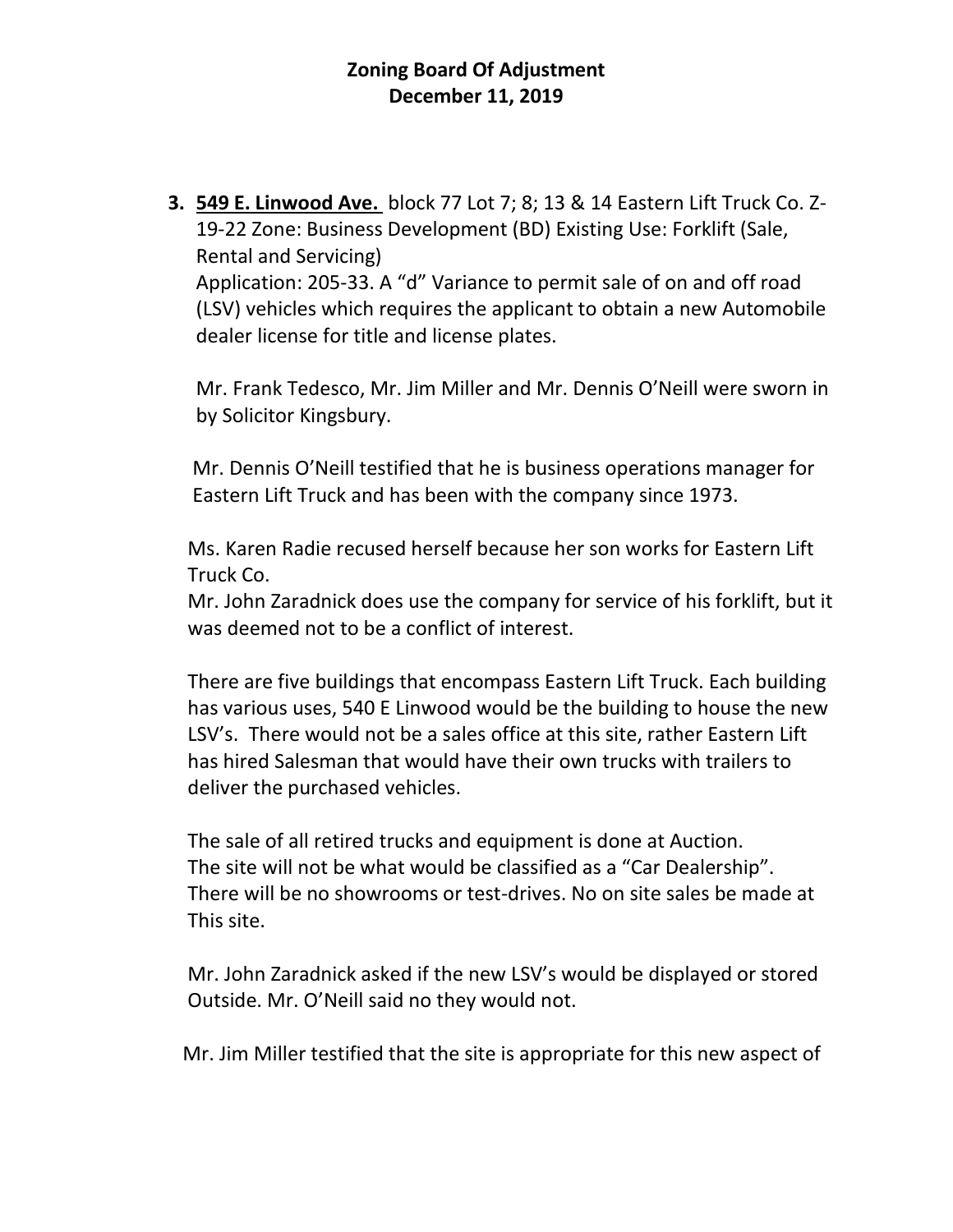**Zoning Board Of Adjustment**
**December 11, 2019**

3. **549 E. Linwood Ave.** block 77 Lot 7; 8; 13 & 14 Eastern Lift Truck Co. Z-19-22 Zone: Business Development (BD) Existing Use: Forklift (Sale, Rental and Servicing)
   Application: 205-33. A "d" Variance to permit sale of on and off road (LSV) vehicles which requires the applicant to obtain a new Automobile dealer license for title and license plates.

   Mr. Frank Tedesco, Mr. Jim Miller and Mr. Dennis O'Neill were sworn in by Solicitor Kingsbury.

   Mr. Dennis O'Neill testified that he is business operations manager for Eastern Lift Truck and has been with the company since 1973.

   Ms. Karen Radie recused herself because her son works for Eastern Lift Truck Co.
   Mr. John Zaradnick does use the company for service of his forklift, but it was deemed not to be a conflict of interest.

   There are five buildings that encompass Eastern Lift Truck. Each building has various uses, 540 E Linwood would be the building to house the new LSV's. There would not be a sales office at this site, rather Eastern Lift has hired Salesman that would have their own trucks with trailers to deliver the purchased vehicles.

   The sale of all retired trucks and equipment is done at Auction.
   The site will not be what would be classified as a "Car Dealership".
   There will be no showrooms or test-drives. No on site sales be made at This site.

   Mr. John Zaradnick asked if the new LSV's would be displayed or stored Outside. Mr. O'Neill said no they would not.

   Mr. Jim Miller testified that the site is appropriate for this new aspect of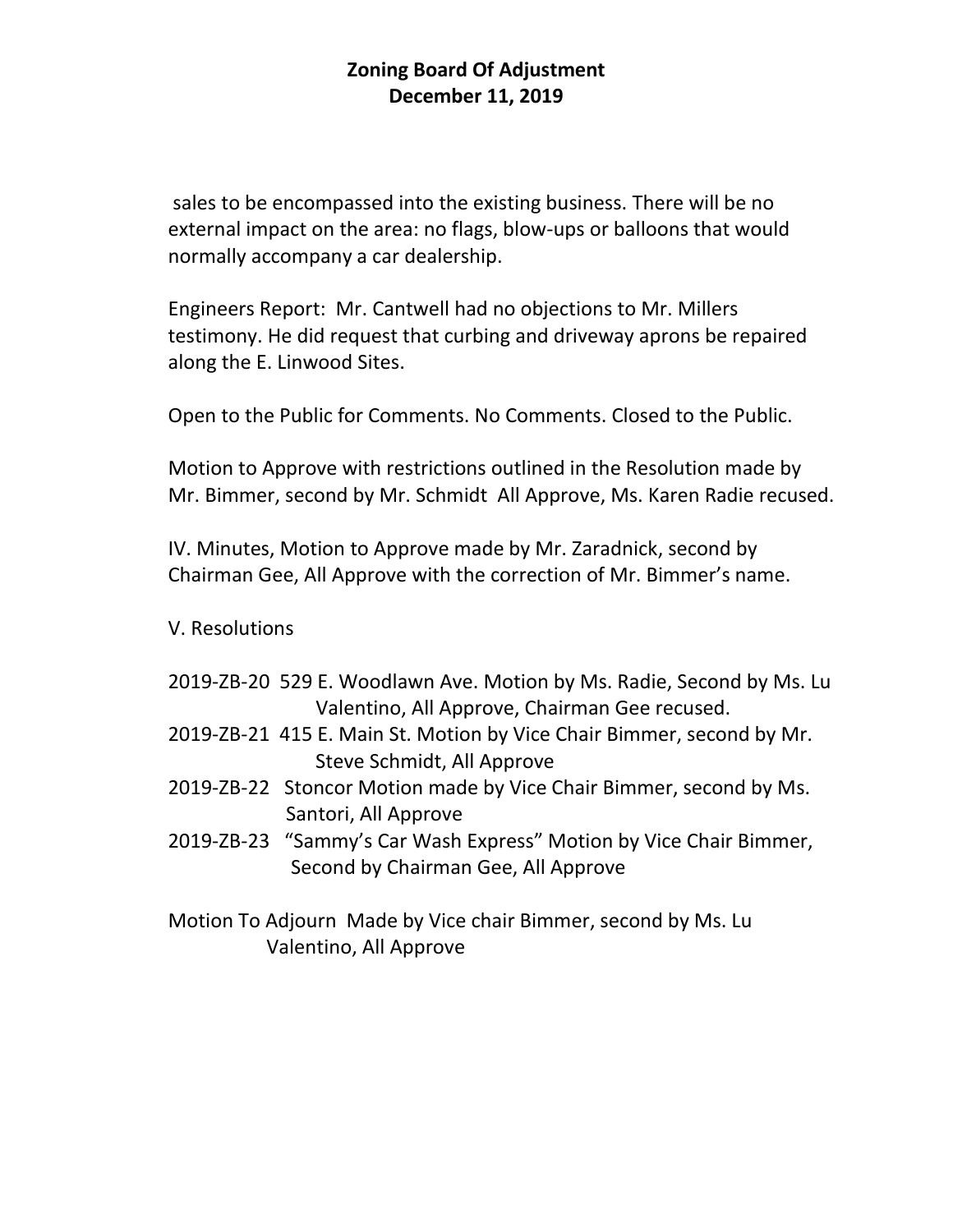sales to be encompassed into the existing business. There will be no external impact on the area: no flags, blow-ups or balloons that would normally accompany a car dealership.

Engineers Report: Mr. Cantwell had no objections to Mr. Millers testimony. He did request that curbing and driveway aprons be repaired along the E. Linwood Sites.

Open to the Public for Comments. No Comments. Closed to the Public.

Motion to Approve with restrictions outlined in the Resolution made by Mr. Bimmer, second by Mr. Schmidt All Approve, Ms. Karen Radie recused.

IV. Minutes, Motion to Approve made by Mr. Zaradnick, second by Chairman Gee, All Approve with the correction of Mr. Bimmer's name.

V. Resolutions

2019-ZB-20 529 E. Woodlawn Ave. Motion by Ms. Radie, Second by Ms. Lu Valentino, All Approve, Chairman Gee recused.

2019-ZB-21 415 E. Main St. Motion by Vice Chair Bimmer, second by Mr. Steve Schmidt, All Approve

2019-ZB-22 Stoncor Motion made by Vice Chair Bimmer, second by Ms. Santori, All Approve

2019-ZB-23 "Sammy's Car Wash Express" Motion by Vice Chair Bimmer, Second by Chairman Gee, All Approve

Motion To Adjourn Made by Vice chair Bimmer, second by Ms. Lu Valentino, All Approve